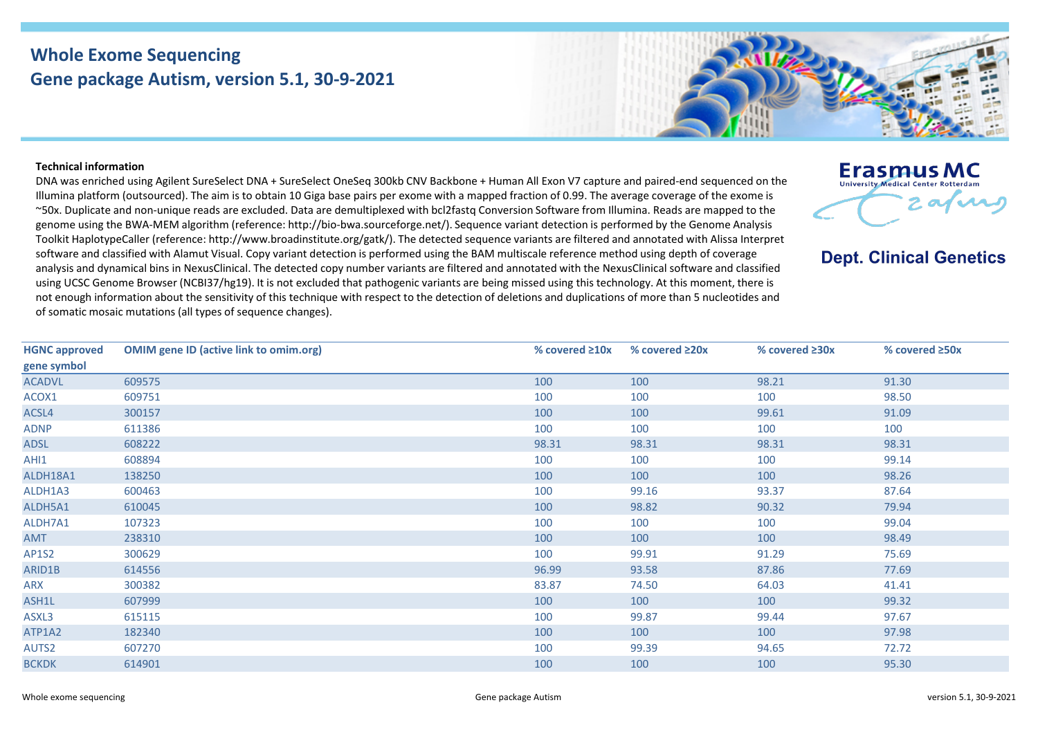# Whole Exome Sequencing
## Gene package Autism, version 5.1, 30-9-2021

Erasmus MC
University Medical Center Rotterdam

**Dept. Clinical Genetics**

**Technical information**

DNA was enriched using Agilent SureSelect DNA + SureSelect OneSeq 300kb CNV Backbone + Human All Exon V7 capture and paired-end sequenced on the Illumina platform (outsourced). The aim is to obtain 10 Giga base pairs per exome with a mapped fraction of 0.99. The average coverage of the exome is ~50x. Duplicate and non-unique reads are excluded. Data are demultiplexed with bcl2fastq Conversion Software from Illumina. Reads are mapped to the genome using the BWA-MEM algorithm (reference: http://bio-bwa.sourceforge.net/). Sequence variant detection is performed by the Genome Analysis Toolkit HaplotypeCaller (reference: http://www.broadinstitute.org/gatk/). The detected sequence variants are filtered and annotated with Alissa Interpret software and classified with Alamut Visual. Copy variant detection is performed using the BAM multiscale reference method using depth of coverage analysis and dynamical bins in NexusClinical. The detected copy number variants are filtered and annotated with the NexusClinical software and classified using UCSC Genome Browser (NCBI37/hg19). It is not excluded that pathogenic variants are being missed using this technology. At this moment, there is not enough information about the sensitivity of this technique with respect to the detection of deletions and duplications of more than 5 nucleotides and of somatic mosaic mutations (all types of sequence changes).

| HGNC approved gene symbol | OMIM gene ID (active link to omim.org) | % covered ≥10x | % covered ≥20x | % covered ≥30x | % covered ≥50x |
|---|---|---|---|---|---|
| ACADVL | 609575 | 100 | 100 | 98.21 | 91.30 |
| ACOX1 | 609751 | 100 | 100 | 100 | 98.50 |
| ACSL4 | 300157 | 100 | 100 | 99.61 | 91.09 |
| ADNP | 611386 | 100 | 100 | 100 | 100 |
| ADSL | 608222 | 98.31 | 98.31 | 98.31 | 98.31 |
| AHI1 | 608894 | 100 | 100 | 100 | 99.14 |
| ALDH18A1 | 138250 | 100 | 100 | 100 | 98.26 |
| ALDH1A3 | 600463 | 100 | 99.16 | 93.37 | 87.64 |
| ALDH5A1 | 610045 | 100 | 98.82 | 90.32 | 79.94 |
| ALDH7A1 | 107323 | 100 | 100 | 100 | 99.04 |
| AMT | 238310 | 100 | 100 | 100 | 98.49 |
| AP1S2 | 300629 | 100 | 99.91 | 91.29 | 75.69 |
| ARID1B | 614556 | 96.99 | 93.58 | 87.86 | 77.69 |
| ARX | 300382 | 83.87 | 74.50 | 64.03 | 41.41 |
| ASH1L | 607999 | 100 | 100 | 100 | 99.32 |
| ASXL3 | 615115 | 100 | 99.87 | 99.44 | 97.67 |
| ATP1A2 | 182340 | 100 | 100 | 100 | 97.98 |
| AUTS2 | 607270 | 100 | 99.39 | 94.65 | 72.72 |
| BCKDK | 614901 | 100 | 100 | 100 | 95.30 |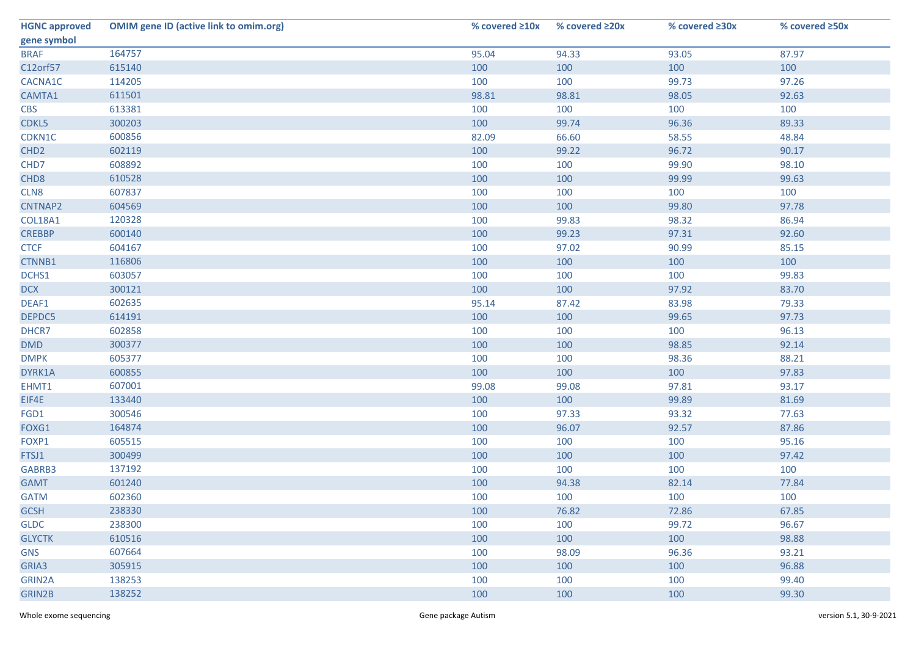| HGNC approved gene symbol | OMIM gene ID (active link to omim.org) | % covered ≥10x | % covered ≥20x | % covered ≥30x | % covered ≥50x |
|---|---|---|---|---|---|
| BRAF | 164757 | 95.04 | 94.33 | 93.05 | 87.97 |
| C12orf57 | 615140 | 100 | 100 | 100 | 100 |
| CACNA1C | 114205 | 100 | 100 | 99.73 | 97.26 |
| CAMTA1 | 611501 | 98.81 | 98.81 | 98.05 | 92.63 |
| CBS | 613381 | 100 | 100 | 100 | 100 |
| CDKL5 | 300203 | 100 | 99.74 | 96.36 | 89.33 |
| CDKN1C | 600856 | 82.09 | 66.60 | 58.55 | 48.84 |
| CHD2 | 602119 | 100 | 99.22 | 96.72 | 90.17 |
| CHD7 | 608892 | 100 | 100 | 99.90 | 98.10 |
| CHD8 | 610528 | 100 | 100 | 99.99 | 99.63 |
| CLN8 | 607837 | 100 | 100 | 100 | 100 |
| CNTNAP2 | 604569 | 100 | 100 | 99.80 | 97.78 |
| COL18A1 | 120328 | 100 | 99.83 | 98.32 | 86.94 |
| CREBBP | 600140 | 100 | 99.23 | 97.31 | 92.60 |
| CTCF | 604167 | 100 | 97.02 | 90.99 | 85.15 |
| CTNNB1 | 116806 | 100 | 100 | 100 | 100 |
| DCHS1 | 603057 | 100 | 100 | 100 | 99.83 |
| DCX | 300121 | 100 | 100 | 97.92 | 83.70 |
| DEAF1 | 602635 | 95.14 | 87.42 | 83.98 | 79.33 |
| DEPDC5 | 614191 | 100 | 100 | 99.65 | 97.73 |
| DHCR7 | 602858 | 100 | 100 | 100 | 96.13 |
| DMD | 300377 | 100 | 100 | 98.85 | 92.14 |
| DMPK | 605377 | 100 | 100 | 98.36 | 88.21 |
| DYRK1A | 600855 | 100 | 100 | 100 | 97.83 |
| EHMT1 | 607001 | 99.08 | 99.08 | 97.81 | 93.17 |
| EIF4E | 133440 | 100 | 100 | 99.89 | 81.69 |
| FGD1 | 300546 | 100 | 97.33 | 93.32 | 77.63 |
| FOXG1 | 164874 | 100 | 96.07 | 92.57 | 87.86 |
| FOXP1 | 605515 | 100 | 100 | 100 | 95.16 |
| FTSJ1 | 300499 | 100 | 100 | 100 | 97.42 |
| GABRB3 | 137192 | 100 | 100 | 100 | 100 |
| GAMT | 601240 | 100 | 94.38 | 82.14 | 77.84 |
| GATM | 602360 | 100 | 100 | 100 | 100 |
| GCSH | 238330 | 100 | 76.82 | 72.86 | 67.85 |
| GLDC | 238300 | 100 | 100 | 99.72 | 96.67 |
| GLYCTK | 610516 | 100 | 100 | 100 | 98.88 |
| GNS | 607664 | 100 | 98.09 | 96.36 | 93.21 |
| GRIA3 | 305915 | 100 | 100 | 100 | 96.88 |
| GRIN2A | 138253 | 100 | 100 | 100 | 99.40 |
| GRIN2B | 138252 | 100 | 100 | 100 | 99.30 |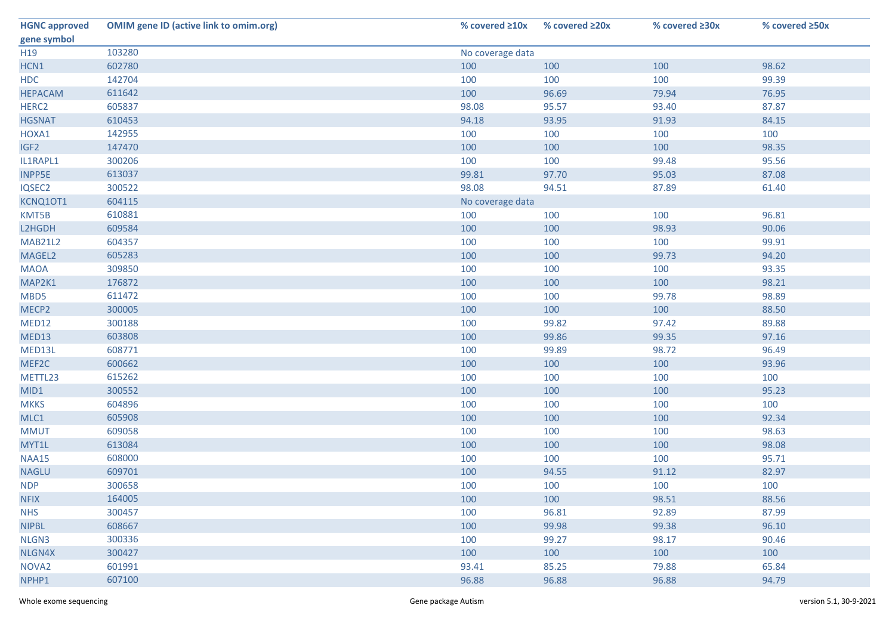| HGNC approved gene symbol | OMIM gene ID (active link to omim.org) | % covered ≥10x | % covered ≥20x | % covered ≥30x | % covered ≥50x |
|---|---|---|---|---|---|
| H19 | 103280 | No coverage data | | | |
| HCN1 | 602780 | 100 | 100 | 100 | 98.62 |
| HDC | 142704 | 100 | 100 | 100 | 99.39 |
| HEPACAM | 611642 | 100 | 96.69 | 79.94 | 76.95 |
| HERC2 | 605837 | 98.08 | 95.57 | 93.40 | 87.87 |
| HGSNAT | 610453 | 94.18 | 93.95 | 91.93 | 84.15 |
| HOXA1 | 142955 | 100 | 100 | 100 | 100 |
| IGF2 | 147470 | 100 | 100 | 100 | 98.35 |
| IL1RAPL1 | 300206 | 100 | 100 | 99.48 | 95.56 |
| INPP5E | 613037 | 99.81 | 97.70 | 95.03 | 87.08 |
| IQSEC2 | 300522 | 98.08 | 94.51 | 87.89 | 61.40 |
| KCNQ1OT1 | 604115 | No coverage data | | | |
| KMT5B | 610881 | 100 | 100 | 100 | 96.81 |
| L2HGDH | 609584 | 100 | 100 | 98.93 | 90.06 |
| MAB21L2 | 604357 | 100 | 100 | 100 | 99.91 |
| MAGEL2 | 605283 | 100 | 100 | 99.73 | 94.20 |
| MAOA | 309850 | 100 | 100 | 100 | 93.35 |
| MAP2K1 | 176872 | 100 | 100 | 100 | 98.21 |
| MBD5 | 611472 | 100 | 100 | 99.78 | 98.89 |
| MECP2 | 300005 | 100 | 100 | 100 | 88.50 |
| MED12 | 300188 | 100 | 99.82 | 97.42 | 89.88 |
| MED13 | 603808 | 100 | 99.86 | 99.35 | 97.16 |
| MED13L | 608771 | 100 | 99.89 | 98.72 | 96.49 |
| MEF2C | 600662 | 100 | 100 | 100 | 93.96 |
| METTL23 | 615262 | 100 | 100 | 100 | 100 |
| MID1 | 300552 | 100 | 100 | 100 | 95.23 |
| MKKS | 604896 | 100 | 100 | 100 | 100 |
| MLC1 | 605908 | 100 | 100 | 100 | 92.34 |
| MMUT | 609058 | 100 | 100 | 100 | 98.63 |
| MYT1L | 613084 | 100 | 100 | 100 | 98.08 |
| NAA15 | 608000 | 100 | 100 | 100 | 95.71 |
| NAGLU | 609701 | 100 | 94.55 | 91.12 | 82.97 |
| NDP | 300658 | 100 | 100 | 100 | 100 |
| NFIX | 164005 | 100 | 100 | 98.51 | 88.56 |
| NHS | 300457 | 100 | 96.81 | 92.89 | 87.99 |
| NIPBL | 608667 | 100 | 99.98 | 99.38 | 96.10 |
| NLGN3 | 300336 | 100 | 99.27 | 98.17 | 90.46 |
| NLGN4X | 300427 | 100 | 100 | 100 | 100 |
| NOVA2 | 601991 | 93.41 | 85.25 | 79.88 | 65.84 |
| NPHP1 | 607100 | 96.88 | 96.88 | 96.88 | 94.79 |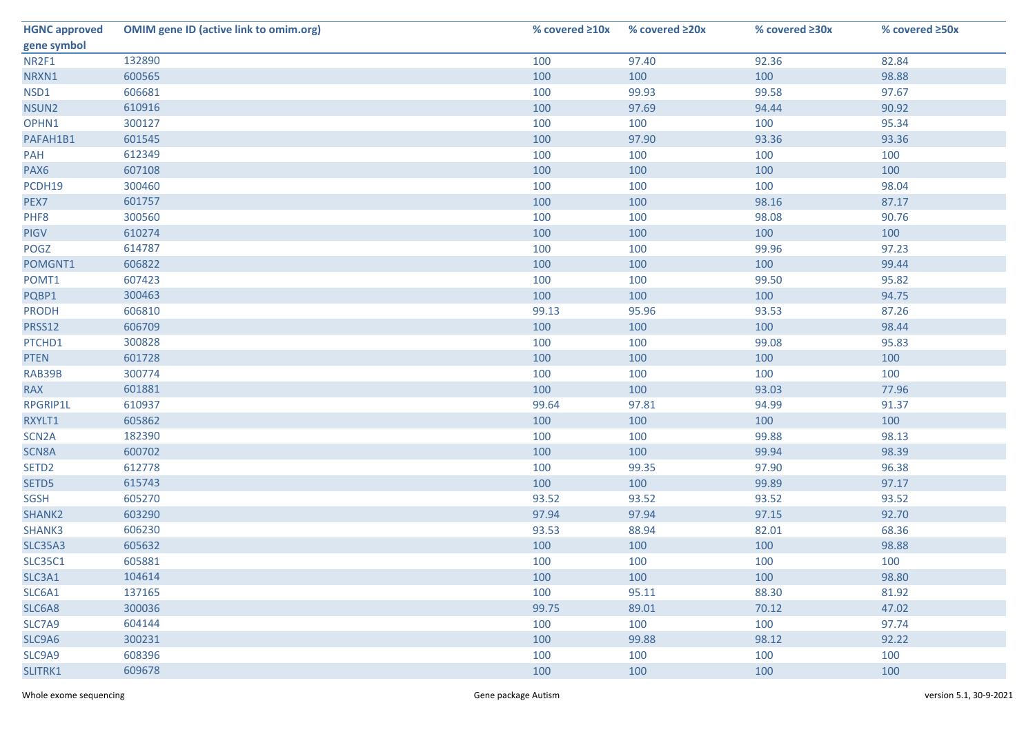| HGNC approved gene symbol | OMIM gene ID (active link to omim.org) | % covered ≥10x | % covered ≥20x | % covered ≥30x | % covered ≥50x |
|---|---|---|---|---|---|
| NR2F1 | 132890 | 100 | 97.40 | 92.36 | 82.84 |
| NRXN1 | 600565 | 100 | 100 | 100 | 98.88 |
| NSD1 | 606681 | 100 | 99.93 | 99.58 | 97.67 |
| NSUN2 | 610916 | 100 | 97.69 | 94.44 | 90.92 |
| OPHN1 | 300127 | 100 | 100 | 100 | 95.34 |
| PAFAH1B1 | 601545 | 100 | 97.90 | 93.36 | 93.36 |
| PAH | 612349 | 100 | 100 | 100 | 100 |
| PAX6 | 607108 | 100 | 100 | 100 | 100 |
| PCDH19 | 300460 | 100 | 100 | 100 | 98.04 |
| PEX7 | 601757 | 100 | 100 | 98.16 | 87.17 |
| PHF8 | 300560 | 100 | 100 | 98.08 | 90.76 |
| PIGV | 610274 | 100 | 100 | 100 | 100 |
| POGZ | 614787 | 100 | 100 | 99.96 | 97.23 |
| POMGNT1 | 606822 | 100 | 100 | 100 | 99.44 |
| POMT1 | 607423 | 100 | 100 | 99.50 | 95.82 |
| PQBP1 | 300463 | 100 | 100 | 100 | 94.75 |
| PRODH | 606810 | 99.13 | 95.96 | 93.53 | 87.26 |
| PRSS12 | 606709 | 100 | 100 | 100 | 98.44 |
| PTCHD1 | 300828 | 100 | 100 | 99.08 | 95.83 |
| PTEN | 601728 | 100 | 100 | 100 | 100 |
| RAB39B | 300774 | 100 | 100 | 100 | 100 |
| RAX | 601881 | 100 | 100 | 93.03 | 77.96 |
| RPGRIP1L | 610937 | 99.64 | 97.81 | 94.99 | 91.37 |
| RXYLT1 | 605862 | 100 | 100 | 100 | 100 |
| SCN2A | 182390 | 100 | 100 | 99.88 | 98.13 |
| SCN8A | 600702 | 100 | 100 | 99.94 | 98.39 |
| SETD2 | 612778 | 100 | 99.35 | 97.90 | 96.38 |
| SETD5 | 615743 | 100 | 100 | 99.89 | 97.17 |
| SGSH | 605270 | 93.52 | 93.52 | 93.52 | 93.52 |
| SHANK2 | 603290 | 97.94 | 97.94 | 97.15 | 92.70 |
| SHANK3 | 606230 | 93.53 | 88.94 | 82.01 | 68.36 |
| SLC35A3 | 605632 | 100 | 100 | 100 | 98.88 |
| SLC35C1 | 605881 | 100 | 100 | 100 | 100 |
| SLC3A1 | 104614 | 100 | 100 | 100 | 98.80 |
| SLC6A1 | 137165 | 100 | 95.11 | 88.30 | 81.92 |
| SLC6A8 | 300036 | 99.75 | 89.01 | 70.12 | 47.02 |
| SLC7A9 | 604144 | 100 | 100 | 100 | 97.74 |
| SLC9A6 | 300231 | 100 | 99.88 | 98.12 | 92.22 |
| SLC9A9 | 608396 | 100 | 100 | 100 | 100 |
| SLITRK1 | 609678 | 100 | 100 | 100 | 100 |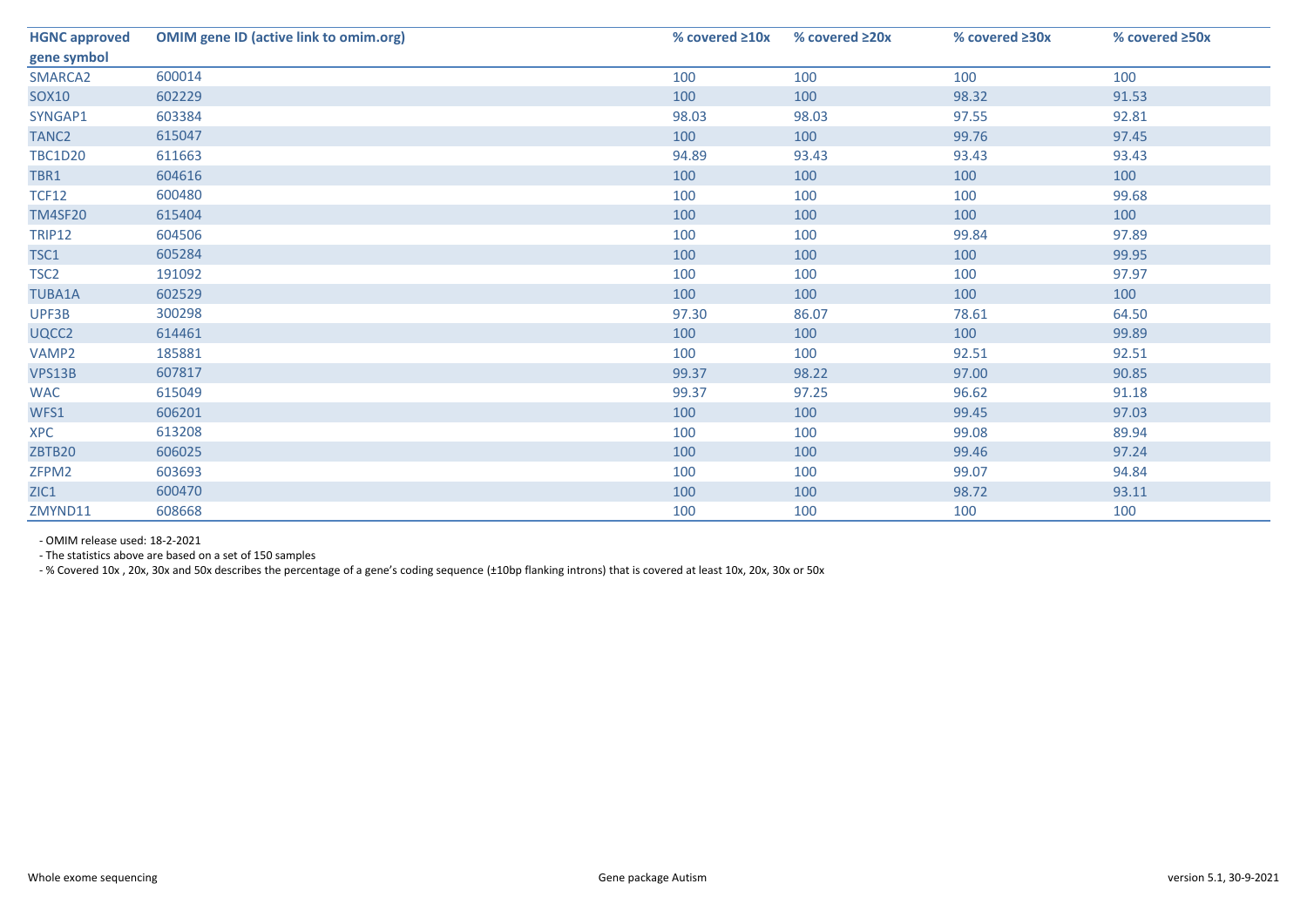| HGNC approved gene symbol | OMIM gene ID (active link to omim.org) | % covered ≥10x | % covered ≥20x | % covered ≥30x | % covered ≥50x |
|---|---|---|---|---|---|
| SMARCA2 | 600014 | 100 | 100 | 100 | 100 |
| SOX10 | 602229 | 100 | 100 | 98.32 | 91.53 |
| SYNGAP1 | 603384 | 98.03 | 98.03 | 97.55 | 92.81 |
| TANC2 | 615047 | 100 | 100 | 99.76 | 97.45 |
| TBC1D20 | 611663 | 94.89 | 93.43 | 93.43 | 93.43 |
| TBR1 | 604616 | 100 | 100 | 100 | 100 |
| TCF12 | 600480 | 100 | 100 | 100 | 99.68 |
| TM4SF20 | 615404 | 100 | 100 | 100 | 100 |
| TRIP12 | 604506 | 100 | 100 | 99.84 | 97.89 |
| TSC1 | 605284 | 100 | 100 | 100 | 99.95 |
| TSC2 | 191092 | 100 | 100 | 100 | 97.97 |
| TUBA1A | 602529 | 100 | 100 | 100 | 100 |
| UPF3B | 300298 | 97.30 | 86.07 | 78.61 | 64.50 |
| UQCC2 | 614461 | 100 | 100 | 100 | 99.89 |
| VAMP2 | 185881 | 100 | 100 | 92.51 | 92.51 |
| VPS13B | 607817 | 99.37 | 98.22 | 97.00 | 90.85 |
| WAC | 615049 | 99.37 | 97.25 | 96.62 | 91.18 |
| WFS1 | 606201 | 100 | 100 | 99.45 | 97.03 |
| XPC | 613208 | 100 | 100 | 99.08 | 89.94 |
| ZBTB20 | 606025 | 100 | 100 | 99.46 | 97.24 |
| ZFPM2 | 603693 | 100 | 100 | 99.07 | 94.84 |
| ZIC1 | 600470 | 100 | 100 | 98.72 | 93.11 |
| ZMYND11 | 608668 | 100 | 100 | 100 | 100 |

- OMIM release used: 18-2-2021
- The statistics above are based on a set of 150 samples
- % Covered 10x , 20x, 30x and 50x describes the percentage of a gene's coding sequence (±10bp flanking introns) that is covered at least 10x, 20x, 30x or 50x